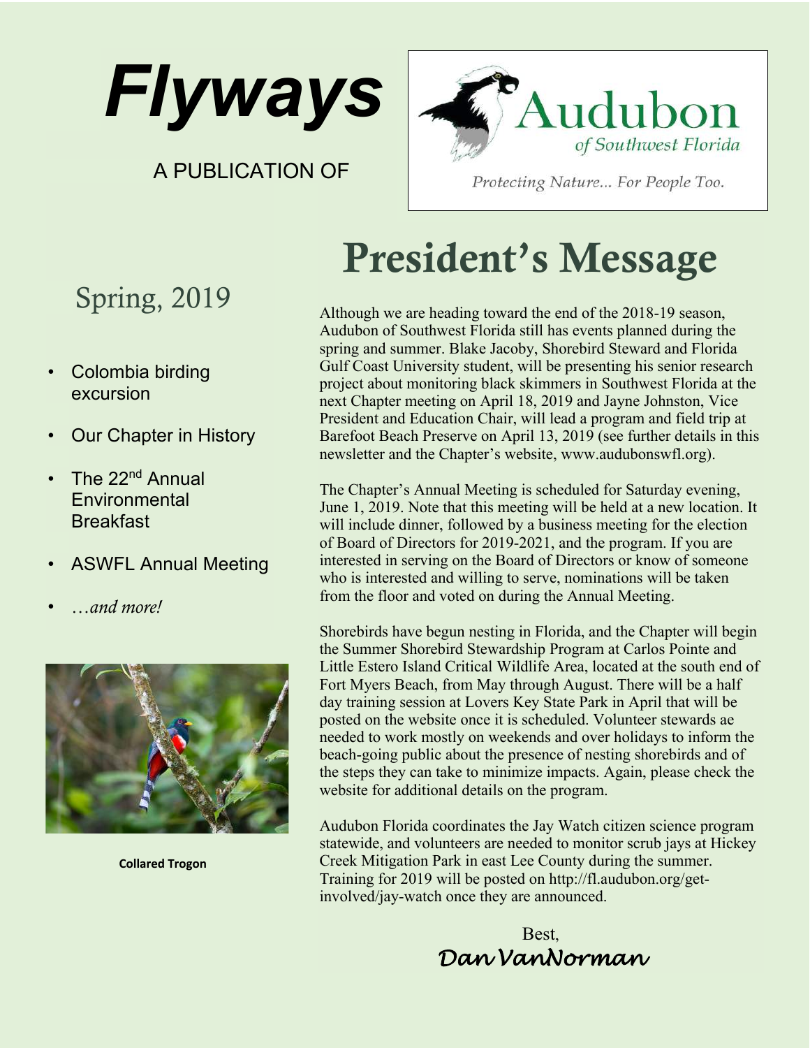# Flyways

A PUBLICATION OF

Audubon of Southwest Florida

*Protecting Nature... For People Too.*

## Spring, 2019

- Colombia birding excursion
- Our Chapter in History
- The 22nd Annual Environmental Breakfast
- ASWFL Annual Meeting
- *…and more!*

**Collared Trogon**

# President's Message

Although we are heading toward the end of the 2018-19 season, Audubon of Southwest Florida still has events planned during the spring and summer. Blake Jacoby, Shorebird Steward and Florida Gulf Coast University student, will be presenting his senior research project about monitoring black skimmers in Southwest Florida at the next Chapter meeting on April 18, 2019 and Jayne Johnston, Vice President and Education Chair, will lead a program and field trip at Barefoot Beach Preserve on April 13, 2019 (see further details in this newsletter and the Chapter's website, www.audubonswfl.org).

The Chapter's Annual Meeting is scheduled for Saturday evening, June 1, 2019. Note that this meeting will be held at a new location. It will include dinner, followed by a business meeting for the election of Board of Directors for 2019-2021, and the program. If you are interested in serving on the Board of Directors or know of someone who is interested and willing to serve, nominations will be taken from the floor and voted on during the Annual Meeting.

Shorebirds have begun nesting in Florida, and the Chapter will begin the Summer Shorebird Stewardship Program at Carlos Pointe and Little Estero Island Critical Wildlife Area, located at the south end of Fort Myers Beach, from May through August. There will be a half day training session at Lovers Key State Park in April that will be posted on the website once it is scheduled. Volunteer stewards ae needed to work mostly on weekends and over holidays to inform the beach-going public about the presence of nesting shorebirds and of the steps they can take to minimize impacts. Again, please check the website for additional details on the program.

Audubon Florida coordinates the Jay Watch citizen science program statewide, and volunteers are needed to monitor scrub jays at Hickey Creek Mitigation Park in east Lee County during the summer. Training for 2019 will be posted on http://fl.audubon.org/get-involved/jay-watch once they are announced.

Best,

*Dan VanNorman*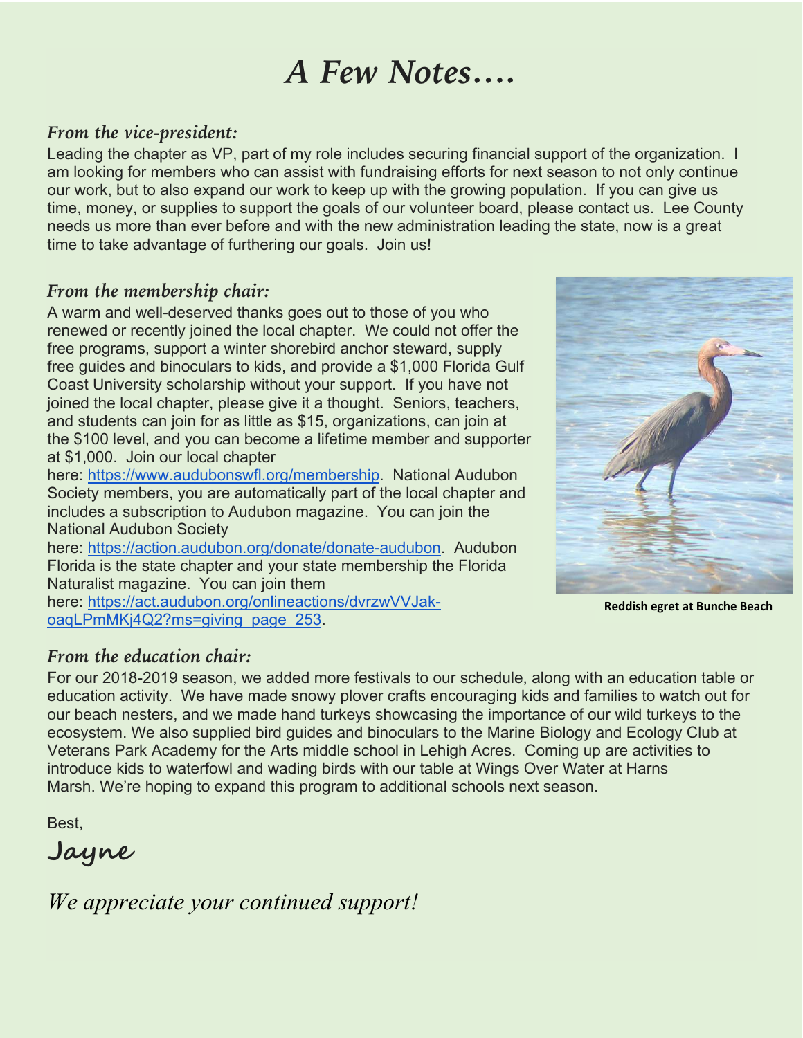# A Few Notes….

### *From the vice-president:*

Leading the chapter as VP, part of my role includes securing financial support of the organization. I am looking for members who can assist with fundraising efforts for next season to not only continue our work, but to also expand our work to keep up with the growing population. If you can give us time, money, or supplies to support the goals of our volunteer board, please contact us. Lee County needs us more than ever before and with the new administration leading the state, now is a great time to take advantage of furthering our goals. Join us!

### *From the membership chair:*

A warm and well-deserved thanks goes out to those of you who renewed or recently joined the local chapter. We could not offer the free programs, support a winter shorebird anchor steward, supply free guides and binoculars to kids, and provide a $1,000 Florida Gulf Coast University scholarship without your support. If you have not joined the local chapter, please give it a thought. Seniors, teachers, and students can join for as little as $15, organizations, can join at the $100 level, and you can become a lifetime member and supporter at $1,000. Join our local chapter here: https://www.audubonswfl.org/membership. National Audubon Society members, you are automatically part of the local chapter and includes a subscription to Audubon magazine. You can join the National Audubon Society here: https://action.audubon.org/donate/donate-audubon. Audubon Florida is the state chapter and your state membership the Florida Naturalist magazine. You can join them here: https://act.audubon.org/onlineactions/dvrzwVVJak-oaqLPmMKj4Q2?ms=giving_page_253.

**Reddish egret at Bunche Beach**

### *From the education chair:*

For our 2018-2019 season, we added more festivals to our schedule, along with an education table or education activity. We have made snowy plover crafts encouraging kids and families to watch out for our beach nesters, and we made hand turkeys showcasing the importance of our wild turkeys to the ecosystem. We also supplied bird guides and binoculars to the Marine Biology and Ecology Club at Veterans Park Academy for the Arts middle school in Lehigh Acres. Coming up are activities to introduce kids to waterfowl and wading birds with our table at Wings Over Water at Harns Marsh. We're hoping to expand this program to additional schools next season.

Best,

**Jayne**

*We appreciate your continued support!*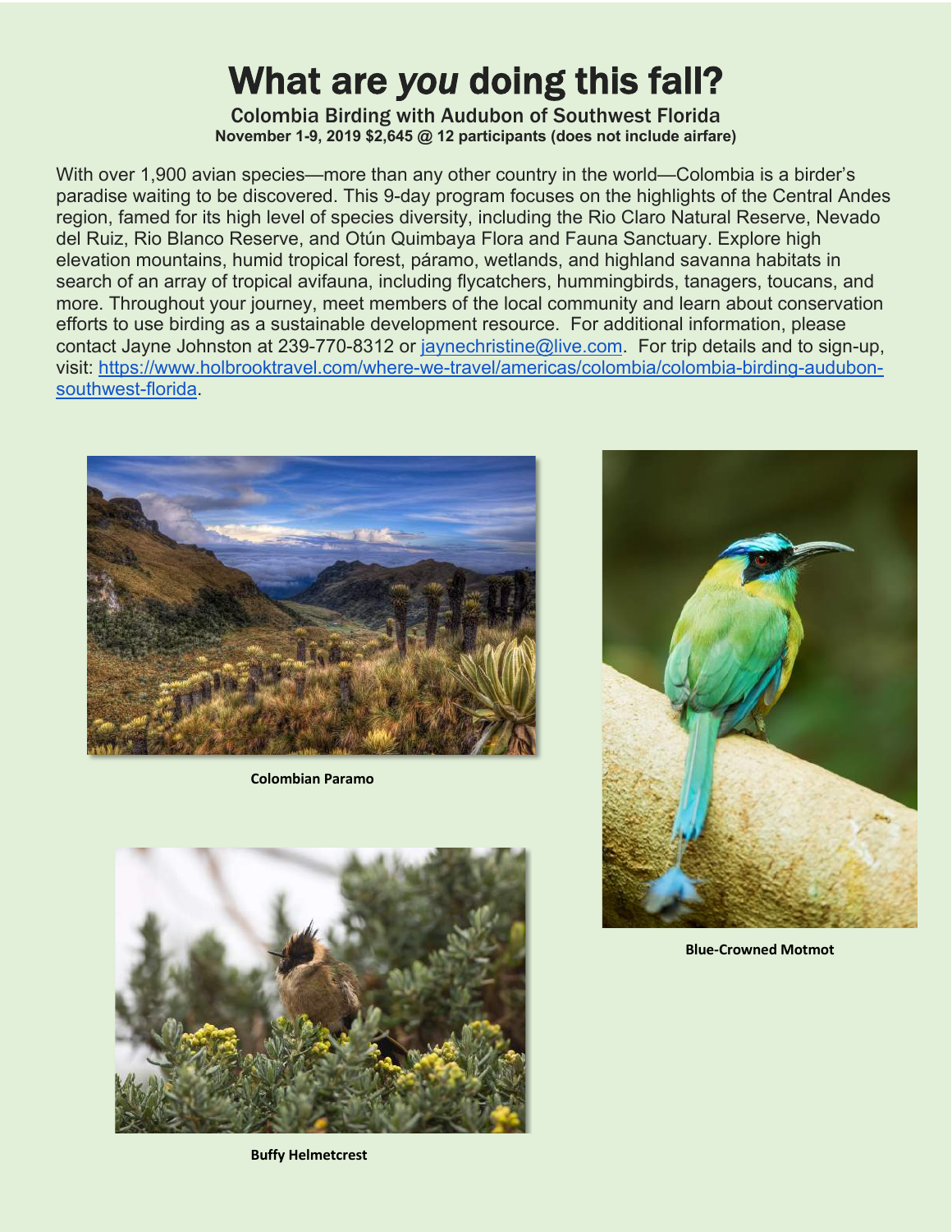# What are *you* doing this fall?

**Colombia Birding with Audubon of Southwest Florida**

**November 1-9, 2019 $2,645 @ 12 participants (does not include airfare)**

With over 1,900 avian species—more than any other country in the world—Colombia is a birder's paradise waiting to be discovered. This 9-day program focuses on the highlights of the Central Andes region, famed for its high level of species diversity, including the Rio Claro Natural Reserve, Nevado del Ruiz, Rio Blanco Reserve, and Otún Quimbaya Flora and Fauna Sanctuary. Explore high elevation mountains, humid tropical forest, páramo, wetlands, and highland savanna habitats in search of an array of tropical avifauna, including flycatchers, hummingbirds, tanagers, toucans, and more. Throughout your journey, meet members of the local community and learn about conservation efforts to use birding as a sustainable development resource. For additional information, please contact Jayne Johnston at 239-770-8312 or jaynechristine@live.com. For trip details and to sign-up, visit: https://www.holbrooktravel.com/where-we-travel/americas/colombia/colombia-birding-audubon-southwest-florida.

**Colombian Paramo**

**Blue-Crowned Motmot**

**Buffy Helmetcrest**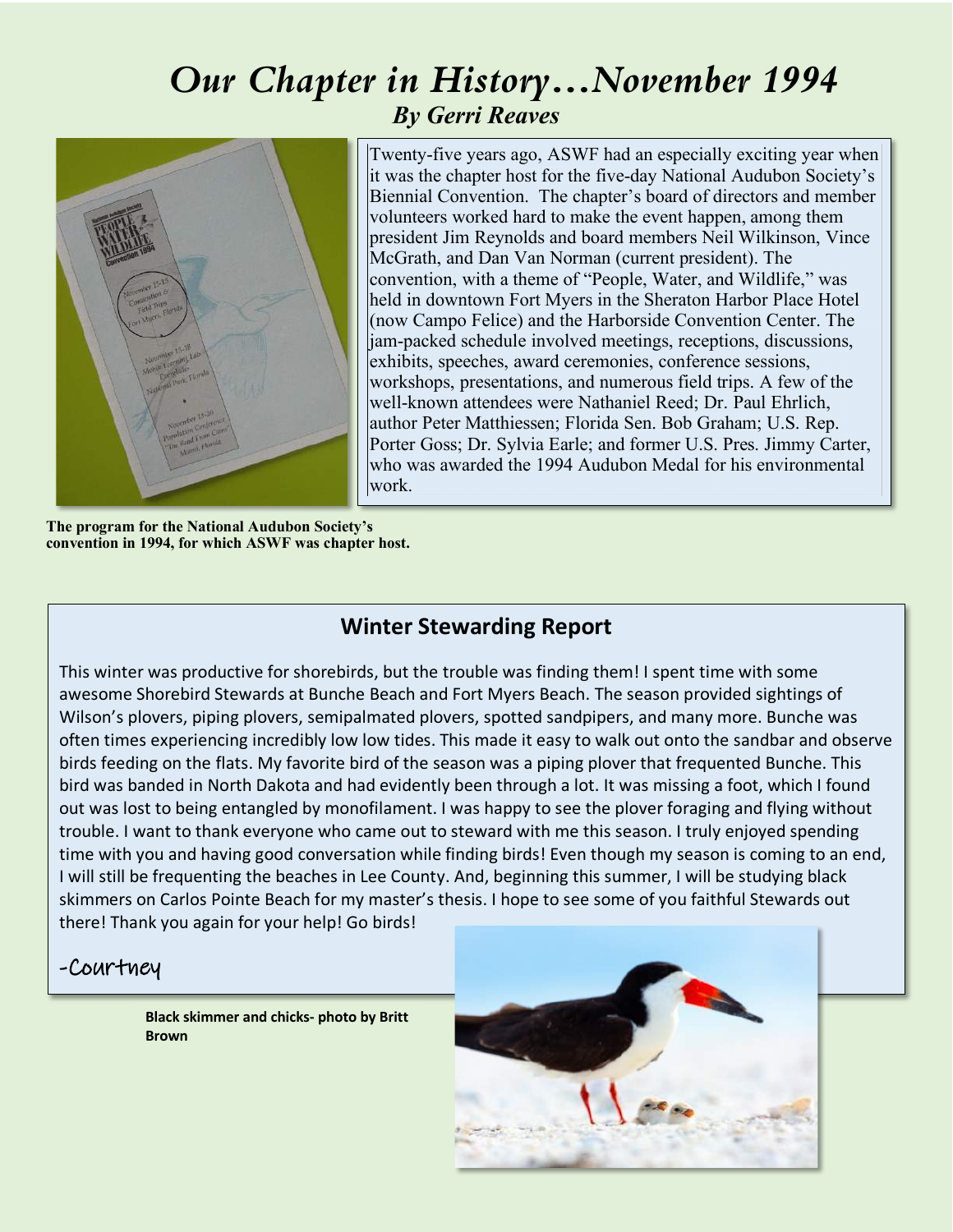# *Our Chapter in History…November 1994*

### *By Gerri Reaves*

Twenty-five years ago, ASWF had an especially exciting year when it was the chapter host for the five-day National Audubon Society's Biennial Convention. The chapter's board of directors and member volunteers worked hard to make the event happen, among them president Jim Reynolds and board members Neil Wilkinson, Vince McGrath, and Dan Van Norman (current president). The convention, with a theme of "People, Water, and Wildlife," was held in downtown Fort Myers in the Sheraton Harbor Place Hotel (now Campo Felice) and the Harborside Convention Center. The jam-packed schedule involved meetings, receptions, discussions, exhibits, speeches, award ceremonies, conference sessions, workshops, presentations, and numerous field trips. A few of the well-known attendees were Nathaniel Reed; Dr. Paul Ehrlich, author Peter Matthiessen; Florida Sen. Bob Graham; U.S. Rep. Porter Goss; Dr. Sylvia Earle; and former U.S. Pres. Jimmy Carter, who was awarded the 1994 Audubon Medal for his environmental work.

**The program for the National Audubon Society's convention in 1994, for which ASWF was chapter host.**

## Winter Stewarding Report

This winter was productive for shorebirds, but the trouble was finding them! I spent time with some awesome Shorebird Stewards at Bunche Beach and Fort Myers Beach. The season provided sightings of Wilson's plovers, piping plovers, semipalmated plovers, spotted sandpipers, and many more. Bunche was often times experiencing incredibly low low tides. This made it easy to walk out onto the sandbar and observe birds feeding on the flats. My favorite bird of the season was a piping plover that frequented Bunche. This bird was banded in North Dakota and had evidently been through a lot. It was missing a foot, which I found out was lost to being entangled by monofilament. I was happy to see the plover foraging and flying without trouble. I want to thank everyone who came out to steward with me this season. I truly enjoyed spending time with you and having good conversation while finding birds! Even though my season is coming to an end, I will still be frequenting the beaches in Lee County. And, beginning this summer, I will be studying black skimmers on Carlos Pointe Beach for my master's thesis. I hope to see some of you faithful Stewards out there! Thank you again for your help! Go birds!

-Courtney

**Black skimmer and chicks- photo by Britt Brown**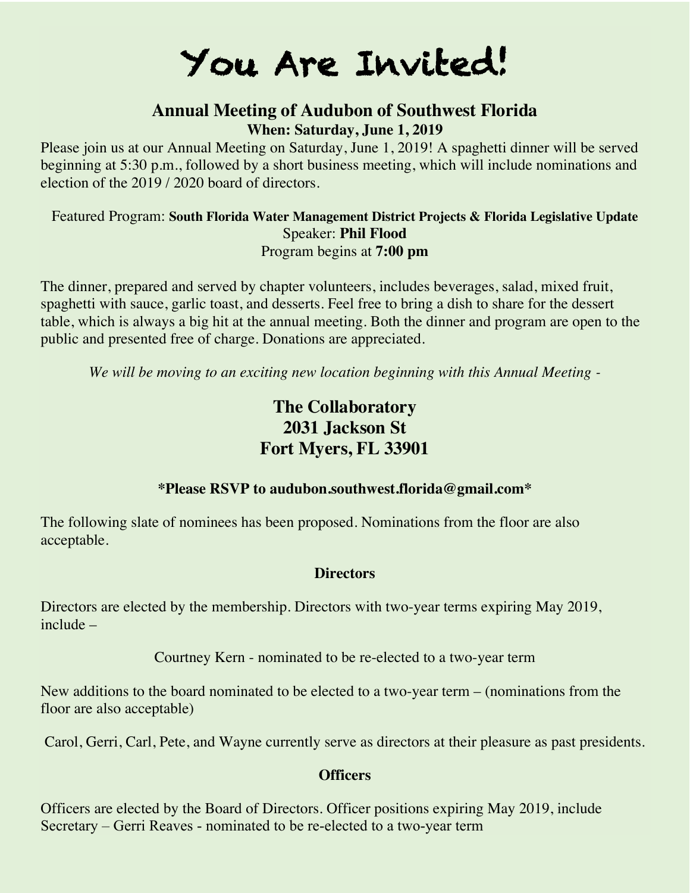# You Are Invited!

## Annual Meeting of Audubon of Southwest Florida

**When: Saturday, June 1, 2019**

Please join us at our Annual Meeting on Saturday, June 1, 2019! A spaghetti dinner will be served beginning at 5:30 p.m., followed by a short business meeting, which will include nominations and election of the 2019 / 2020 board of directors.

Featured Program: **South Florida Water Management District Projects & Florida Legislative Update**
Speaker: **Phil Flood**
Program begins at **7:00 pm**

The dinner, prepared and served by chapter volunteers, includes beverages, salad, mixed fruit, spaghetti with sauce, garlic toast, and desserts. Feel free to bring a dish to share for the dessert table, which is always a big hit at the annual meeting. Both the dinner and program are open to the public and presented free of charge. Donations are appreciated.

*We will be moving to an exciting new location beginning with this Annual Meeting -*

**The Collaboratory**
**2031 Jackson St**
**Fort Myers, FL 33901**

**\*Please RSVP to audubon.southwest.florida@gmail.com\***

The following slate of nominees has been proposed. Nominations from the floor are also acceptable.

**Directors**

Directors are elected by the membership. Directors with two-year terms expiring May 2019, include –

Courtney Kern - nominated to be re-elected to a two-year term

New additions to the board nominated to be elected to a two-year term – (nominations from the floor are also acceptable)

Carol, Gerri, Carl, Pete, and Wayne currently serve as directors at their pleasure as past presidents.

**Officers**

Officers are elected by the Board of Directors. Officer positions expiring May 2019, include
Secretary – Gerri Reaves - nominated to be re-elected to a two-year term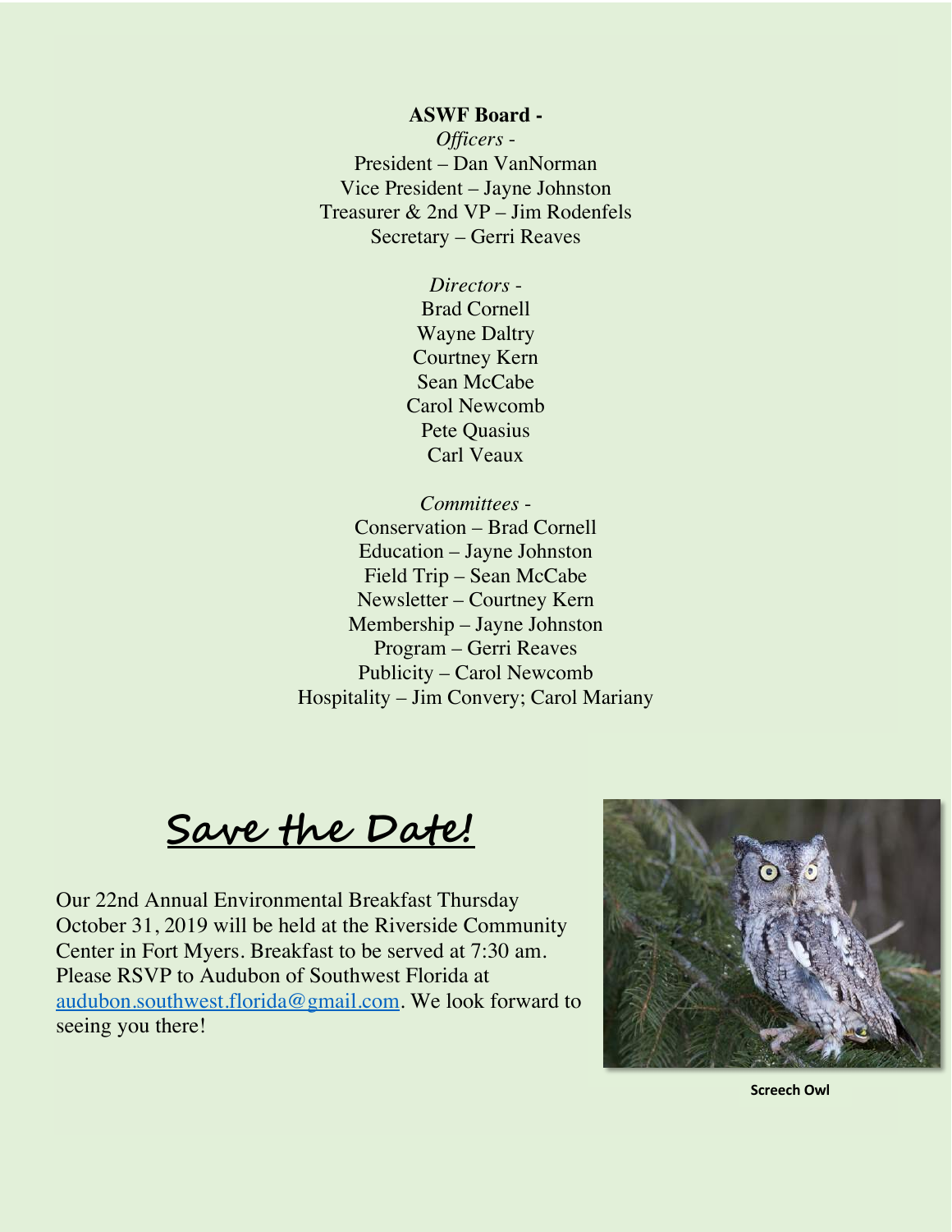**ASWF Board -**

*Officers -*
President – Dan VanNorman
Vice President – Jayne Johnston
Treasurer & 2nd VP – Jim Rodenfels
Secretary – Gerri Reaves

*Directors -*
Brad Cornell
Wayne Daltry
Courtney Kern
Sean McCabe
Carol Newcomb
Pete Quasius
Carl Veaux

*Committees -*
Conservation – Brad Cornell
Education – Jayne Johnston
Field Trip – Sean McCabe
Newsletter – Courtney Kern
Membership – Jayne Johnston
Program – Gerri Reaves
Publicity – Carol Newcomb
Hospitality – Jim Convery; Carol Mariany

## Save the Date!

Our 22nd Annual Environmental Breakfast Thursday October 31, 2019 will be held at the Riverside Community Center in Fort Myers. Breakfast to be served at 7:30 am. Please RSVP to Audubon of Southwest Florida at audubon.southwest.florida@gmail.com. We look forward to seeing you there!

**Screech Owl**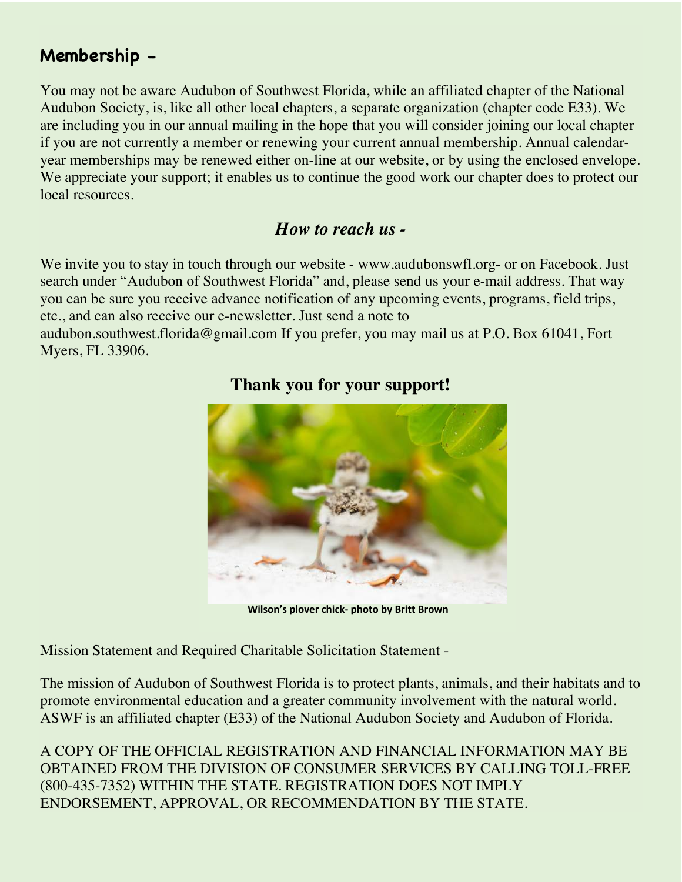## Membership -

You may not be aware Audubon of Southwest Florida, while an affiliated chapter of the National Audubon Society, is, like all other local chapters, a separate organization (chapter code E33). We are including you in our annual mailing in the hope that you will consider joining our local chapter if you are not currently a member or renewing your current annual membership. Annual calendar-year memberships may be renewed either on-line at our website, or by using the enclosed envelope. We appreciate your support; it enables us to continue the good work our chapter does to protect our local resources.

### *How to reach us -*

We invite you to stay in touch through our website - www.audubonswfl.org- or on Facebook. Just search under "Audubon of Southwest Florida" and, please send us your e-mail address. That way you can be sure you receive advance notification of any upcoming events, programs, field trips, etc., and can also receive our e-newsletter. Just send a note to audubon.southwest.florida@gmail.com If you prefer, you may mail us at P.O. Box 61041, Fort Myers, FL 33906.

### **Thank you for your support!**

**Wilson's plover chick- photo by Britt Brown**

Mission Statement and Required Charitable Solicitation Statement -

The mission of Audubon of Southwest Florida is to protect plants, animals, and their habitats and to promote environmental education and a greater community involvement with the natural world. ASWF is an affiliated chapter (E33) of the National Audubon Society and Audubon of Florida.

A COPY OF THE OFFICIAL REGISTRATION AND FINANCIAL INFORMATION MAY BE OBTAINED FROM THE DIVISION OF CONSUMER SERVICES BY CALLING TOLL-FREE (800-435-7352) WITHIN THE STATE. REGISTRATION DOES NOT IMPLY ENDORSEMENT, APPROVAL, OR RECOMMENDATION BY THE STATE.